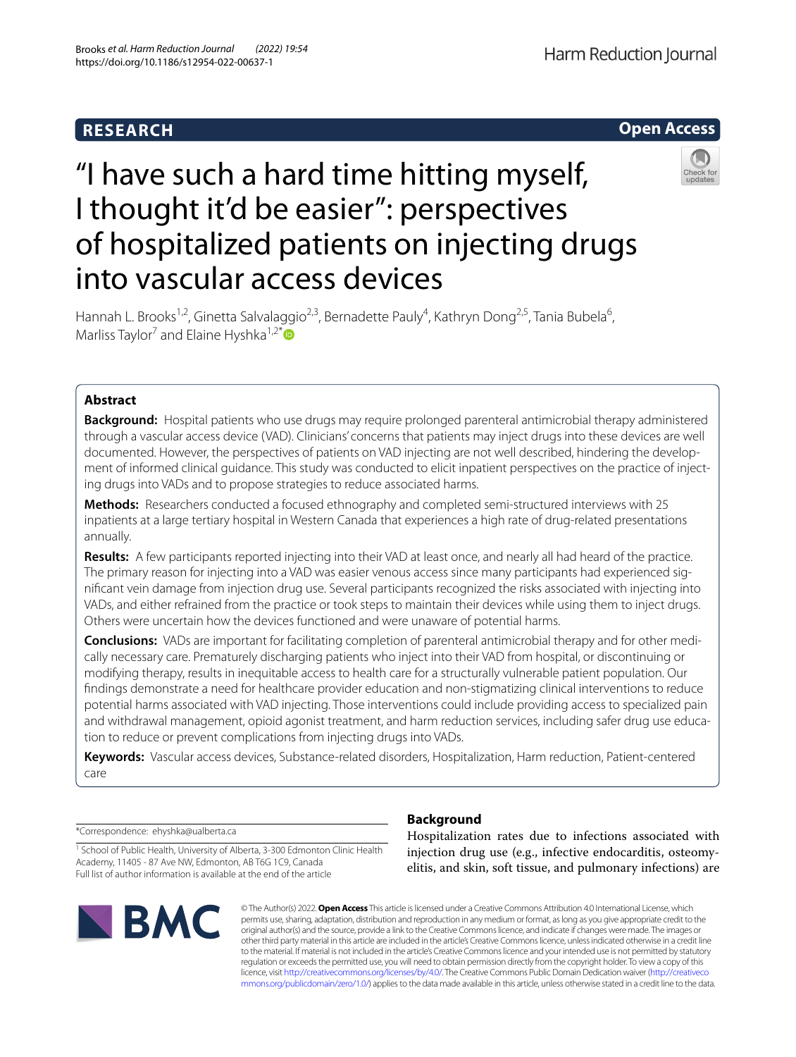RESEARCH

Open Access

# "I have such a hard time hitting myself, I thought it'd be easier": perspectives of hospitalized patients on injecting drugs into vascular access devices

Hannah L. Brooks[1,2], Ginetta Salvalaggio[2,3], Bernadette Pauly[4], Kathryn Dong[2,5], Tania Bubela[6], Marliss Taylor[7] and Elaine Hyshka[1,2*]

## Abstract

**Background:** Hospital patients who use drugs may require prolonged parenteral antimicrobial therapy administered through a vascular access device (VAD). Clinicians' concerns that patients may inject drugs into these devices are well documented. However, the perspectives of patients on VAD injecting are not well described, hindering the development of informed clinical guidance. This study was conducted to elicit inpatient perspectives on the practice of injecting drugs into VADs and to propose strategies to reduce associated harms.

**Methods:** Researchers conducted a focused ethnography and completed semi-structured interviews with 25 inpatients at a large tertiary hospital in Western Canada that experiences a high rate of drug-related presentations annually.

**Results:** A few participants reported injecting into their VAD at least once, and nearly all had heard of the practice. The primary reason for injecting into a VAD was easier venous access since many participants had experienced significant vein damage from injection drug use. Several participants recognized the risks associated with injecting into VADs, and either refrained from the practice or took steps to maintain their devices while using them to inject drugs. Others were uncertain how the devices functioned and were unaware of potential harms.

**Conclusions:** VADs are important for facilitating completion of parenteral antimicrobial therapy and for other medically necessary care. Prematurely discharging patients who inject into their VAD from hospital, or discontinuing or modifying therapy, results in inequitable access to health care for a structurally vulnerable patient population. Our findings demonstrate a need for healthcare provider education and non-stigmatizing clinical interventions to reduce potential harms associated with VAD injecting. Those interventions could include providing access to specialized pain and withdrawal management, opioid agonist treatment, and harm reduction services, including safer drug use education to reduce or prevent complications from injecting drugs into VADs.

**Keywords:** Vascular access devices, Substance-related disorders, Hospitalization, Harm reduction, Patient-centered care

*Correspondence: ehyshka@ualberta.ca

[1] School of Public Health, University of Alberta, 3-300 Edmonton Clinic Health Academy, 11405 - 87 Ave NW, Edmonton, AB T6G 1C9, Canada
Full list of author information is available at the end of the article

## Background

Hospitalization rates due to infections associated with injection drug use (e.g., infective endocarditis, osteomyelitis, and skin, soft tissue, and pulmonary infections) are

© The Author(s) 2022. **Open Access** This article is licensed under a Creative Commons Attribution 4.0 International License, which permits use, sharing, adaptation, distribution and reproduction in any medium or format, as long as you give appropriate credit to the original author(s) and the source, provide a link to the Creative Commons licence, and indicate if changes were made. The images or other third party material in this article are included in the article's Creative Commons licence, unless indicated otherwise in a credit line to the material. If material is not included in the article's Creative Commons licence and your intended use is not permitted by statutory regulation or exceeds the permitted use, you will need to obtain permission directly from the copyright holder. To view a copy of this licence, visit http://creativecommons.org/licenses/by/4.0/. The Creative Commons Public Domain Dedication waiver (http://creativecommons.org/publicdomain/zero/1.0/) applies to the data made available in this article, unless otherwise stated in a credit line to the data.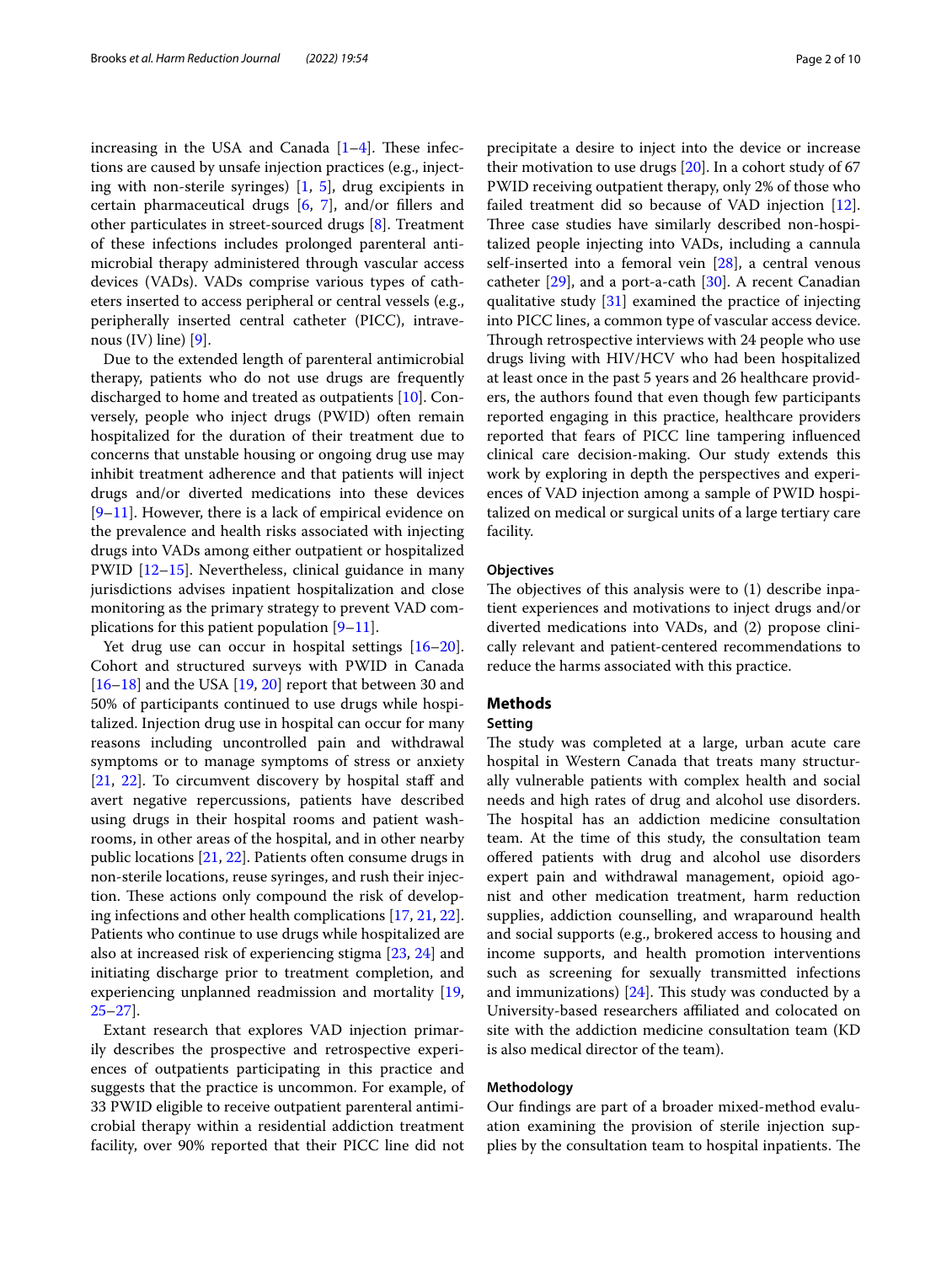increasing in the USA and Canada [1–4]. These infections are caused by unsafe injection practices (e.g., injecting with non-sterile syringes) [1, 5], drug excipients in certain pharmaceutical drugs [6, 7], and/or fillers and other particulates in street-sourced drugs [8]. Treatment of these infections includes prolonged parenteral antimicrobial therapy administered through vascular access devices (VADs). VADs comprise various types of catheters inserted to access peripheral or central vessels (e.g., peripherally inserted central catheter (PICC), intravenous (IV) line) [9].

Due to the extended length of parenteral antimicrobial therapy, patients who do not use drugs are frequently discharged to home and treated as outpatients [10]. Conversely, people who inject drugs (PWID) often remain hospitalized for the duration of their treatment due to concerns that unstable housing or ongoing drug use may inhibit treatment adherence and that patients will inject drugs and/or diverted medications into these devices [9–11]. However, there is a lack of empirical evidence on the prevalence and health risks associated with injecting drugs into VADs among either outpatient or hospitalized PWID [12–15]. Nevertheless, clinical guidance in many jurisdictions advises inpatient hospitalization and close monitoring as the primary strategy to prevent VAD complications for this patient population [9–11].

Yet drug use can occur in hospital settings [16–20]. Cohort and structured surveys with PWID in Canada [16–18] and the USA [19, 20] report that between 30 and 50% of participants continued to use drugs while hospitalized. Injection drug use in hospital can occur for many reasons including uncontrolled pain and withdrawal symptoms or to manage symptoms of stress or anxiety [21, 22]. To circumvent discovery by hospital staff and avert negative repercussions, patients have described using drugs in their hospital rooms and patient washrooms, in other areas of the hospital, and in other nearby public locations [21, 22]. Patients often consume drugs in non-sterile locations, reuse syringes, and rush their injection. These actions only compound the risk of developing infections and other health complications [17, 21, 22]. Patients who continue to use drugs while hospitalized are also at increased risk of experiencing stigma [23, 24] and initiating discharge prior to treatment completion, and experiencing unplanned readmission and mortality [19, 25–27].

Extant research that explores VAD injection primarily describes the prospective and retrospective experiences of outpatients participating in this practice and suggests that the practice is uncommon. For example, of 33 PWID eligible to receive outpatient parenteral antimicrobial therapy within a residential addiction treatment facility, over 90% reported that their PICC line did not precipitate a desire to inject into the device or increase their motivation to use drugs [20]. In a cohort study of 67 PWID receiving outpatient therapy, only 2% of those who failed treatment did so because of VAD injection [12]. Three case studies have similarly described non-hospitalized people injecting into VADs, including a cannula self-inserted into a femoral vein [28], a central venous catheter [29], and a port-a-cath [30]. A recent Canadian qualitative study [31] examined the practice of injecting into PICC lines, a common type of vascular access device. Through retrospective interviews with 24 people who use drugs living with HIV/HCV who had been hospitalized at least once in the past 5 years and 26 healthcare providers, the authors found that even though few participants reported engaging in this practice, healthcare providers reported that fears of PICC line tampering influenced clinical care decision-making. Our study extends this work by exploring in depth the perspectives and experiences of VAD injection among a sample of PWID hospitalized on medical or surgical units of a large tertiary care facility.

### Objectives

The objectives of this analysis were to (1) describe inpatient experiences and motivations to inject drugs and/or diverted medications into VADs, and (2) propose clinically relevant and patient-centered recommendations to reduce the harms associated with this practice.

## Methods

### Setting

The study was completed at a large, urban acute care hospital in Western Canada that treats many structurally vulnerable patients with complex health and social needs and high rates of drug and alcohol use disorders. The hospital has an addiction medicine consultation team. At the time of this study, the consultation team offered patients with drug and alcohol use disorders expert pain and withdrawal management, opioid agonist and other medication treatment, harm reduction supplies, addiction counselling, and wraparound health and social supports (e.g., brokered access to housing and income supports, and health promotion interventions such as screening for sexually transmitted infections and immunizations) [24]. This study was conducted by a University-based researchers affiliated and colocated on site with the addiction medicine consultation team (KD is also medical director of the team).

### Methodology

Our findings are part of a broader mixed-method evaluation examining the provision of sterile injection supplies by the consultation team to hospital inpatients. The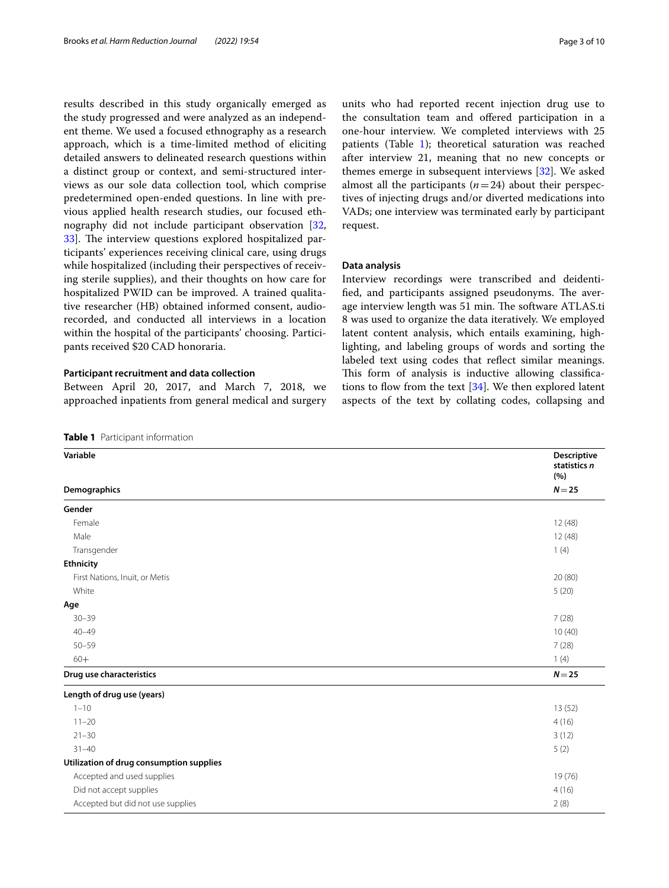results described in this study organically emerged as the study progressed and were analyzed as an independent theme. We used a focused ethnography as a research approach, which is a time-limited method of eliciting detailed answers to delineated research questions within a distinct group or context, and semi-structured interviews as our sole data collection tool, which comprise predetermined open-ended questions. In line with previous applied health research studies, our focused ethnography did not include participant observation [32, 33]. The interview questions explored hospitalized participants' experiences receiving clinical care, using drugs while hospitalized (including their perspectives of receiving sterile supplies), and their thoughts on how care for hospitalized PWID can be improved. A trained qualitative researcher (HB) obtained informed consent, audio-recorded, and conducted all interviews in a location within the hospital of the participants' choosing. Participants received $20 CAD honoraria.

### Participant recruitment and data collection

Between April 20, 2017, and March 7, 2018, we approached inpatients from general medical and surgery units who had reported recent injection drug use to the consultation team and offered participation in a one-hour interview. We completed interviews with 25 patients (Table 1); theoretical saturation was reached after interview 21, meaning that no new concepts or themes emerge in subsequent interviews [32]. We asked almost all the participants ($n=24$) about their perspectives of injecting drugs and/or diverted medications into VADs; one interview was terminated early by participant request.

### Data analysis

Interview recordings were transcribed and deidentified, and participants assigned pseudonyms. The average interview length was 51 min. The software ATLAS.ti 8 was used to organize the data iteratively. We employed latent content analysis, which entails examining, highlighting, and labeling groups of words and sorting the labeled text using codes that reflect similar meanings. This form of analysis is inductive allowing classifications to flow from the text [34]. We then explored latent aspects of the text by collating codes, collapsing and

**Table 1** Participant information

| Variable | Descriptive statistics *n* (%) |
|---|---|
| **Demographics** | $N=25$ |
| **Gender** | |
| Female | 12 (48) |
| Male | 12 (48) |
| Transgender | 1 (4) |
| **Ethnicity** | |
| First Nations, Inuit, or Metis | 20 (80) |
| White | 5 (20) |
| **Age** | |
| 30–39 | 7 (28) |
| 40–49 | 10 (40) |
| 50–59 | 7 (28) |
| 60+ | 1 (4) |
| **Drug use characteristics** | $N=25$ |
| **Length of drug use (years)** | |
| 1–10 | 13 (52) |
| 11–20 | 4 (16) |
| 21–30 | 3 (12) |
| 31–40 | 5 (2) |
| **Utilization of drug consumption supplies** | |
| Accepted and used supplies | 19 (76) |
| Did not accept supplies | 4 (16) |
| Accepted but did not use supplies | 2 (8) |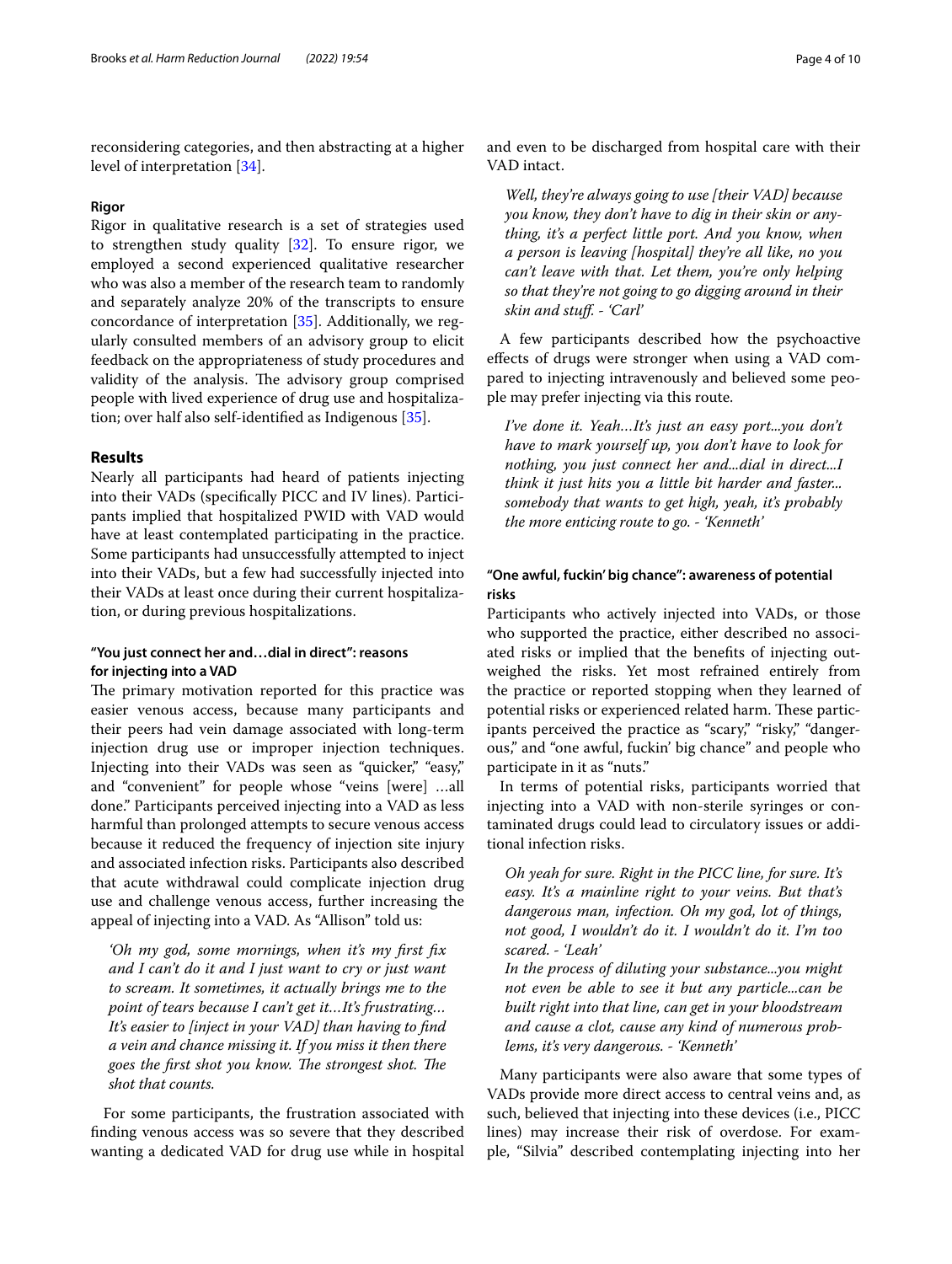reconsidering categories, and then abstracting at a higher level of interpretation [34].

### Rigor

Rigor in qualitative research is a set of strategies used to strengthen study quality [32]. To ensure rigor, we employed a second experienced qualitative researcher who was also a member of the research team to randomly and separately analyze 20% of the transcripts to ensure concordance of interpretation [35]. Additionally, we regularly consulted members of an advisory group to elicit feedback on the appropriateness of study procedures and validity of the analysis. The advisory group comprised people with lived experience of drug use and hospitalization; over half also self-identified as Indigenous [35].

## Results

Nearly all participants had heard of patients injecting into their VADs (specifically PICC and IV lines). Participants implied that hospitalized PWID with VAD would have at least contemplated participating in the practice. Some participants had unsuccessfully attempted to inject into their VADs, but a few had successfully injected into their VADs at least once during their current hospitalization, or during previous hospitalizations.

### "You just connect her and…dial in direct": reasons for injecting into a VAD

The primary motivation reported for this practice was easier venous access, because many participants and their peers had vein damage associated with long-term injection drug use or improper injection techniques. Injecting into their VADs was seen as "quicker," "easy," and "convenient" for people whose "veins [were] …all done." Participants perceived injecting into a VAD as less harmful than prolonged attempts to secure venous access because it reduced the frequency of injection site injury and associated infection risks. Participants also described that acute withdrawal could complicate injection drug use and challenge venous access, further increasing the appeal of injecting into a VAD. As "Allison" told us:

> *'Oh my god, some mornings, when it's my first fix and I can't do it and I just want to cry or just want to scream. It sometimes, it actually brings me to the point of tears because I can't get it…It's frustrating… It's easier to [inject in your VAD] than having to find a vein and chance missing it. If you miss it then there goes the first shot you know. The strongest shot. The shot that counts.*

For some participants, the frustration associated with finding venous access was so severe that they described wanting a dedicated VAD for drug use while in hospital and even to be discharged from hospital care with their VAD intact.

> *Well, they're always going to use [their VAD] because you know, they don't have to dig in their skin or anything, it's a perfect little port. And you know, when a person is leaving [hospital] they're all like, no you can't leave with that. Let them, you're only helping so that they're not going to go digging around in their skin and stuff. - 'Carl'*

A few participants described how the psychoactive effects of drugs were stronger when using a VAD compared to injecting intravenously and believed some people may prefer injecting via this route.

> *I've done it. Yeah…It's just an easy port...you don't have to mark yourself up, you don't have to look for nothing, you just connect her and...dial in direct...I think it just hits you a little bit harder and faster... somebody that wants to get high, yeah, it's probably the more enticing route to go. - 'Kenneth'*

### "One awful, fuckin' big chance": awareness of potential risks

Participants who actively injected into VADs, or those who supported the practice, either described no associated risks or implied that the benefits of injecting outweighed the risks. Yet most refrained entirely from the practice or reported stopping when they learned of potential risks or experienced related harm. These participants perceived the practice as "scary," "risky," "dangerous," and "one awful, fuckin' big chance" and people who participate in it as "nuts."

In terms of potential risks, participants worried that injecting into a VAD with non-sterile syringes or contaminated drugs could lead to circulatory issues or additional infection risks.

> *Oh yeah for sure. Right in the PICC line, for sure. It's easy. It's a mainline right to your veins. But that's dangerous man, infection. Oh my god, lot of things, not good, I wouldn't do it. I wouldn't do it. I'm too scared. - 'Leah'*
>
> *In the process of diluting your substance...you might not even be able to see it but any particle...can be built right into that line, can get in your bloodstream and cause a clot, cause any kind of numerous problems, it's very dangerous. - 'Kenneth'*

Many participants were also aware that some types of VADs provide more direct access to central veins and, as such, believed that injecting into these devices (i.e., PICC lines) may increase their risk of overdose. For example, "Silvia" described contemplating injecting into her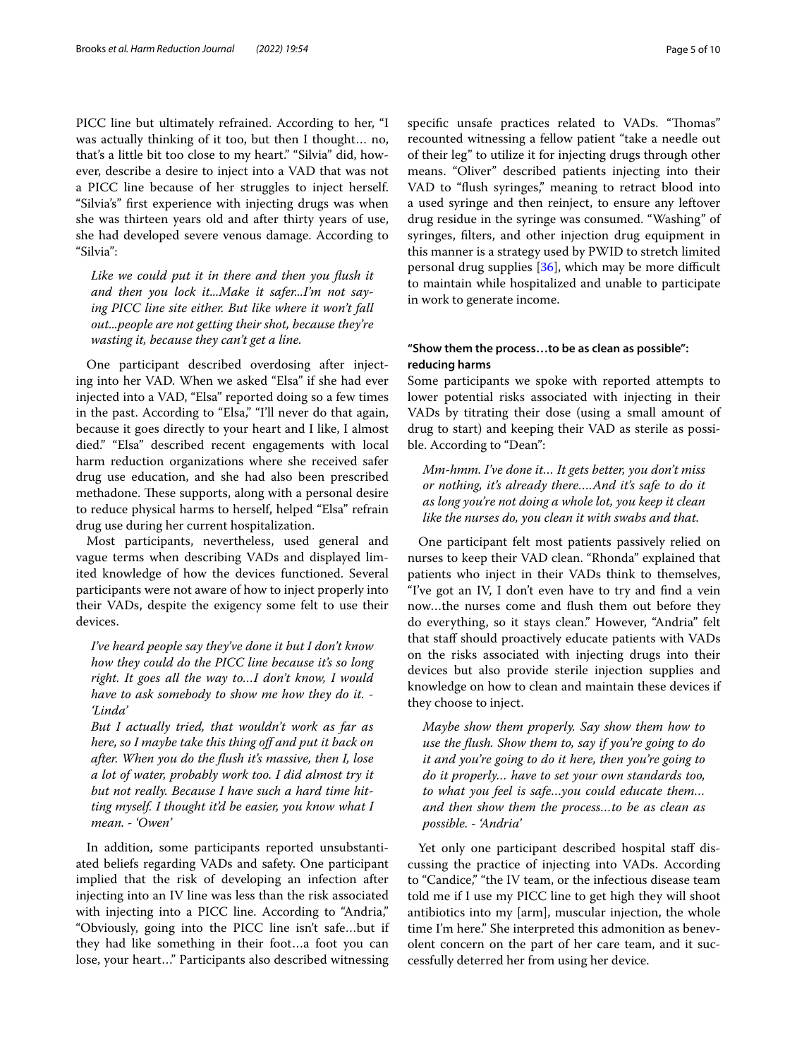PICC line but ultimately refrained. According to her, "I was actually thinking of it too, but then I thought… no, that's a little bit too close to my heart." "Silvia" did, however, describe a desire to inject into a VAD that was not a PICC line because of her struggles to inject herself. "Silvia's" first experience with injecting drugs was when she was thirteen years old and after thirty years of use, she had developed severe venous damage. According to "Silvia":

> *Like we could put it in there and then you flush it and then you lock it...Make it safer...I'm not saying PICC line site either. But like where it won't fall out...people are not getting their shot, because they're wasting it, because they can't get a line.*

One participant described overdosing after injecting into her VAD. When we asked "Elsa" if she had ever injected into a VAD, "Elsa" reported doing so a few times in the past. According to "Elsa," "I'll never do that again, because it goes directly to your heart and I like, I almost died." "Elsa" described recent engagements with local harm reduction organizations where she received safer drug use education, and she had also been prescribed methadone. These supports, along with a personal desire to reduce physical harms to herself, helped "Elsa" refrain drug use during her current hospitalization.

Most participants, nevertheless, used general and vague terms when describing VADs and displayed limited knowledge of how the devices functioned. Several participants were not aware of how to inject properly into their VADs, despite the exigency some felt to use their devices.

> *I've heard people say they've done it but I don't know how they could do the PICC line because it's so long right. It goes all the way to…I don't know, I would have to ask somebody to show me how they do it. - 'Linda'*
>
> *But I actually tried, that wouldn't work as far as here, so I maybe take this thing off and put it back on after. When you do the flush it's massive, then I, lose a lot of water, probably work too. I did almost try it but not really. Because I have such a hard time hitting myself. I thought it'd be easier, you know what I mean. - 'Owen'*

In addition, some participants reported unsubstantiated beliefs regarding VADs and safety. One participant implied that the risk of developing an infection after injecting into an IV line was less than the risk associated with injecting into a PICC line. According to "Andria," "Obviously, going into the PICC line isn't safe…but if they had like something in their foot…a foot you can lose, your heart…" Participants also described witnessing specific unsafe practices related to VADs. "Thomas" recounted witnessing a fellow patient "take a needle out of their leg" to utilize it for injecting drugs through other means. "Oliver" described patients injecting into their VAD to "flush syringes," meaning to retract blood into a used syringe and then reinject, to ensure any leftover drug residue in the syringe was consumed. "Washing" of syringes, filters, and other injection drug equipment in this manner is a strategy used by PWID to stretch limited personal drug supplies [36], which may be more difficult to maintain while hospitalized and unable to participate in work to generate income.

### "Show them the process…to be as clean as possible": reducing harms

Some participants we spoke with reported attempts to lower potential risks associated with injecting in their VADs by titrating their dose (using a small amount of drug to start) and keeping their VAD as sterile as possible. According to "Dean":

> *Mm-hmm. I've done it… It gets better, you don't miss or nothing, it's already there….And it's safe to do it as long you're not doing a whole lot, you keep it clean like the nurses do, you clean it with swabs and that.*

One participant felt most patients passively relied on nurses to keep their VAD clean. "Rhonda" explained that patients who inject in their VADs think to themselves, "I've got an IV, I don't even have to try and find a vein now…the nurses come and flush them out before they do everything, so it stays clean." However, "Andria" felt that staff should proactively educate patients with VADs on the risks associated with injecting drugs into their devices but also provide sterile injection supplies and knowledge on how to clean and maintain these devices if they choose to inject.

> *Maybe show them properly. Say show them how to use the flush. Show them to, say if you're going to do it and you're going to do it here, then you're going to do it properly… have to set your own standards too, to what you feel is safe…you could educate them… and then show them the process…to be as clean as possible. - 'Andria'*

Yet only one participant described hospital staff discussing the practice of injecting into VADs. According to "Candice," "the IV team, or the infectious disease team told me if I use my PICC line to get high they will shoot antibiotics into my [arm], muscular injection, the whole time I'm here." She interpreted this admonition as benevolent concern on the part of her care team, and it successfully deterred her from using her device.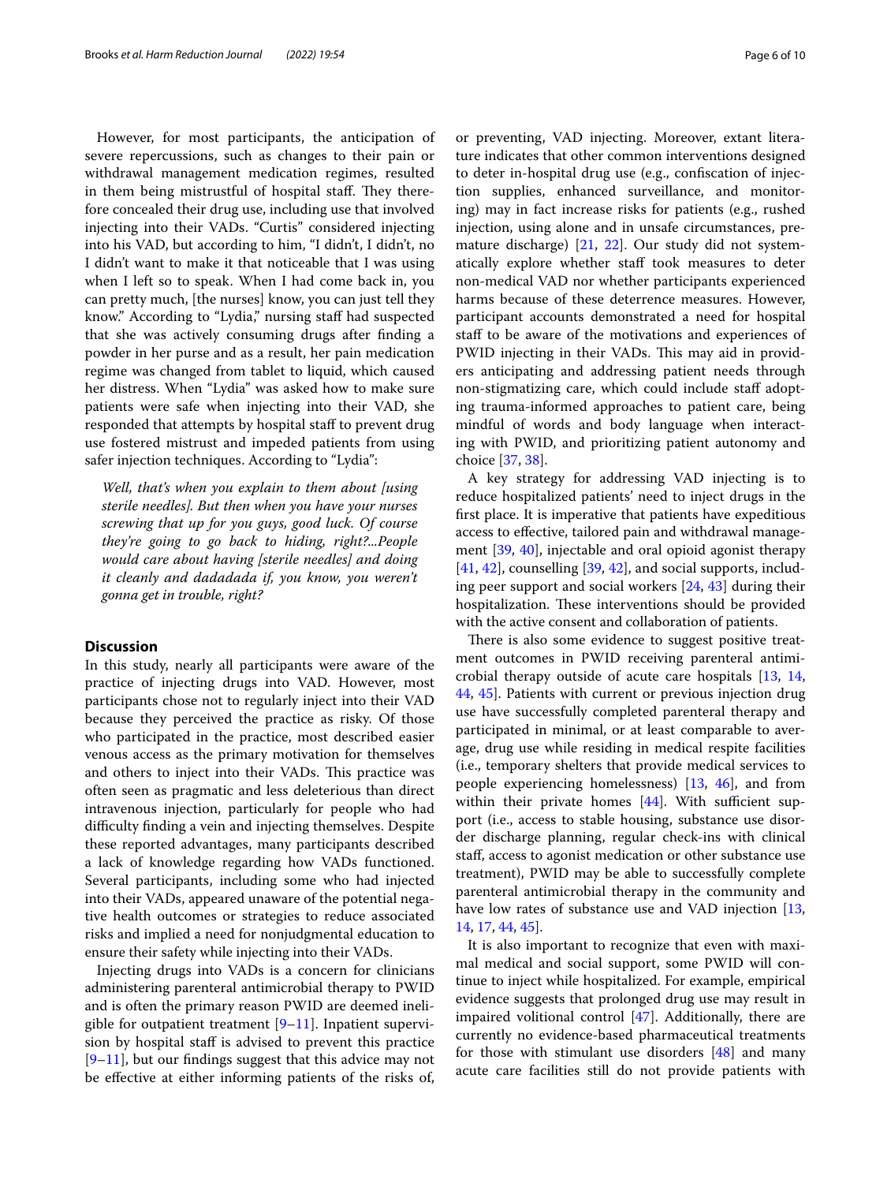However, for most participants, the anticipation of severe repercussions, such as changes to their pain or withdrawal management medication regimes, resulted in them being mistrustful of hospital staff. They therefore concealed their drug use, including use that involved injecting into their VADs. "Curtis" considered injecting into his VAD, but according to him, "I didn't, I didn't, no I didn't want to make it that noticeable that I was using when I left so to speak. When I had come back in, you can pretty much, [the nurses] know, you can just tell they know." According to "Lydia," nursing staff had suspected that she was actively consuming drugs after finding a powder in her purse and as a result, her pain medication regime was changed from tablet to liquid, which caused her distress. When "Lydia" was asked how to make sure patients were safe when injecting into their VAD, she responded that attempts by hospital staff to prevent drug use fostered mistrust and impeded patients from using safer injection techniques. According to "Lydia":

> *Well, that's when you explain to them about [using sterile needles]. But then when you have your nurses screwing that up for you guys, good luck. Of course they're going to go back to hiding, right?...People would care about having [sterile needles] and doing it cleanly and dadadada if, you know, you weren't gonna get in trouble, right?*

## Discussion

In this study, nearly all participants were aware of the practice of injecting drugs into VAD. However, most participants chose not to regularly inject into their VAD because they perceived the practice as risky. Of those who participated in the practice, most described easier venous access as the primary motivation for themselves and others to inject into their VADs. This practice was often seen as pragmatic and less deleterious than direct intravenous injection, particularly for people who had difficulty finding a vein and injecting themselves. Despite these reported advantages, many participants described a lack of knowledge regarding how VADs functioned. Several participants, including some who had injected into their VADs, appeared unaware of the potential negative health outcomes or strategies to reduce associated risks and implied a need for nonjudgmental education to ensure their safety while injecting into their VADs.

Injecting drugs into VADs is a concern for clinicians administering parenteral antimicrobial therapy to PWID and is often the primary reason PWID are deemed ineligible for outpatient treatment [9–11]. Inpatient supervision by hospital staff is advised to prevent this practice [9–11], but our findings suggest that this advice may not be effective at either informing patients of the risks of, or preventing, VAD injecting. Moreover, extant literature indicates that other common interventions designed to deter in-hospital drug use (e.g., confiscation of injection supplies, enhanced surveillance, and monitoring) may in fact increase risks for patients (e.g., rushed injection, using alone and in unsafe circumstances, premature discharge) [21, 22]. Our study did not systematically explore whether staff took measures to deter non-medical VAD nor whether participants experienced harms because of these deterrence measures. However, participant accounts demonstrated a need for hospital staff to be aware of the motivations and experiences of PWID injecting in their VADs. This may aid in providers anticipating and addressing patient needs through non-stigmatizing care, which could include staff adopting trauma-informed approaches to patient care, being mindful of words and body language when interacting with PWID, and prioritizing patient autonomy and choice [37, 38].

A key strategy for addressing VAD injecting is to reduce hospitalized patients' need to inject drugs in the first place. It is imperative that patients have expeditious access to effective, tailored pain and withdrawal management [39, 40], injectable and oral opioid agonist therapy [41, 42], counselling [39, 42], and social supports, including peer support and social workers [24, 43] during their hospitalization. These interventions should be provided with the active consent and collaboration of patients.

There is also some evidence to suggest positive treatment outcomes in PWID receiving parenteral antimicrobial therapy outside of acute care hospitals [13, 14, 44, 45]. Patients with current or previous injection drug use have successfully completed parenteral therapy and participated in minimal, or at least comparable to average, drug use while residing in medical respite facilities (i.e., temporary shelters that provide medical services to people experiencing homelessness) [13, 46], and from within their private homes [44]. With sufficient support (i.e., access to stable housing, substance use disorder discharge planning, regular check-ins with clinical staff, access to agonist medication or other substance use treatment), PWID may be able to successfully complete parenteral antimicrobial therapy in the community and have low rates of substance use and VAD injection [13, 14, 17, 44, 45].

It is also important to recognize that even with maximal medical and social support, some PWID will continue to inject while hospitalized. For example, empirical evidence suggests that prolonged drug use may result in impaired volitional control [47]. Additionally, there are currently no evidence-based pharmaceutical treatments for those with stimulant use disorders [48] and many acute care facilities still do not provide patients with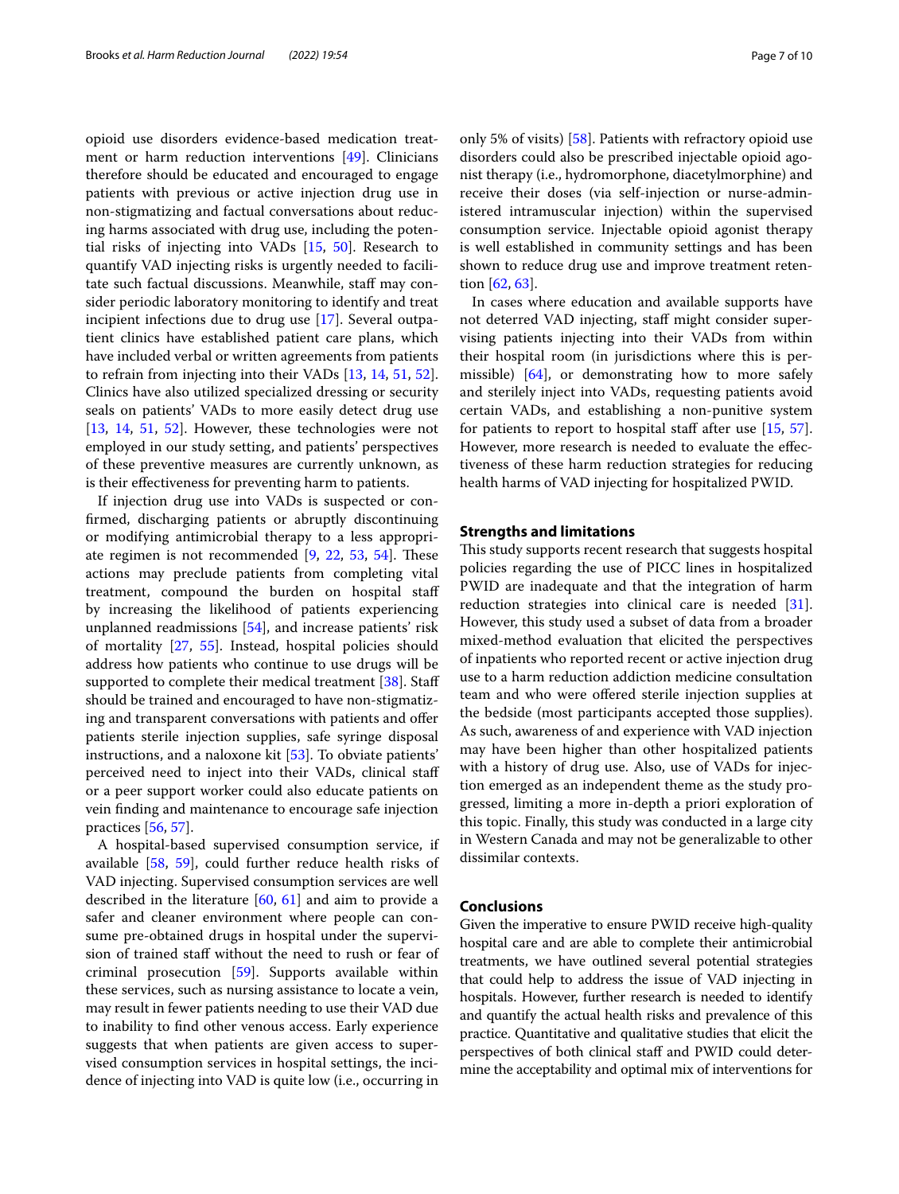opioid use disorders evidence-based medication treatment or harm reduction interventions [49]. Clinicians therefore should be educated and encouraged to engage patients with previous or active injection drug use in non-stigmatizing and factual conversations about reducing harms associated with drug use, including the potential risks of injecting into VADs [15, 50]. Research to quantify VAD injecting risks is urgently needed to facilitate such factual discussions. Meanwhile, staff may consider periodic laboratory monitoring to identify and treat incipient infections due to drug use [17]. Several outpatient clinics have established patient care plans, which have included verbal or written agreements from patients to refrain from injecting into their VADs [13, 14, 51, 52]. Clinics have also utilized specialized dressing or security seals on patients' VADs to more easily detect drug use [13, 14, 51, 52]. However, these technologies were not employed in our study setting, and patients' perspectives of these preventive measures are currently unknown, as is their effectiveness for preventing harm to patients.

If injection drug use into VADs is suspected or confirmed, discharging patients or abruptly discontinuing or modifying antimicrobial therapy to a less appropriate regimen is not recommended [9, 22, 53, 54]. These actions may preclude patients from completing vital treatment, compound the burden on hospital staff by increasing the likelihood of patients experiencing unplanned readmissions [54], and increase patients' risk of mortality [27, 55]. Instead, hospital policies should address how patients who continue to use drugs will be supported to complete their medical treatment [38]. Staff should be trained and encouraged to have non-stigmatizing and transparent conversations with patients and offer patients sterile injection supplies, safe syringe disposal instructions, and a naloxone kit [53]. To obviate patients' perceived need to inject into their VADs, clinical staff or a peer support worker could also educate patients on vein finding and maintenance to encourage safe injection practices [56, 57].

A hospital-based supervised consumption service, if available [58, 59], could further reduce health risks of VAD injecting. Supervised consumption services are well described in the literature [60, 61] and aim to provide a safer and cleaner environment where people can consume pre-obtained drugs in hospital under the supervision of trained staff without the need to rush or fear of criminal prosecution [59]. Supports available within these services, such as nursing assistance to locate a vein, may result in fewer patients needing to use their VAD due to inability to find other venous access. Early experience suggests that when patients are given access to supervised consumption services in hospital settings, the incidence of injecting into VAD is quite low (i.e., occurring in only 5% of visits) [58]. Patients with refractory opioid use disorders could also be prescribed injectable opioid agonist therapy (i.e., hydromorphone, diacetylmorphine) and receive their doses (via self-injection or nurse-administered intramuscular injection) within the supervised consumption service. Injectable opioid agonist therapy is well established in community settings and has been shown to reduce drug use and improve treatment retention [62, 63].

In cases where education and available supports have not deterred VAD injecting, staff might consider supervising patients injecting into their VADs from within their hospital room (in jurisdictions where this is permissible) [64], or demonstrating how to more safely and sterilely inject into VADs, requesting patients avoid certain VADs, and establishing a non-punitive system for patients to report to hospital staff after use [15, 57]. However, more research is needed to evaluate the effectiveness of these harm reduction strategies for reducing health harms of VAD injecting for hospitalized PWID.

## Strengths and limitations

This study supports recent research that suggests hospital policies regarding the use of PICC lines in hospitalized PWID are inadequate and that the integration of harm reduction strategies into clinical care is needed [31]. However, this study used a subset of data from a broader mixed-method evaluation that elicited the perspectives of inpatients who reported recent or active injection drug use to a harm reduction addiction medicine consultation team and who were offered sterile injection supplies at the bedside (most participants accepted those supplies). As such, awareness of and experience with VAD injection may have been higher than other hospitalized patients with a history of drug use. Also, use of VADs for injection emerged as an independent theme as the study progressed, limiting a more in-depth a priori exploration of this topic. Finally, this study was conducted in a large city in Western Canada and may not be generalizable to other dissimilar contexts.

## Conclusions

Given the imperative to ensure PWID receive high-quality hospital care and are able to complete their antimicrobial treatments, we have outlined several potential strategies that could help to address the issue of VAD injecting in hospitals. However, further research is needed to identify and quantify the actual health risks and prevalence of this practice. Quantitative and qualitative studies that elicit the perspectives of both clinical staff and PWID could determine the acceptability and optimal mix of interventions for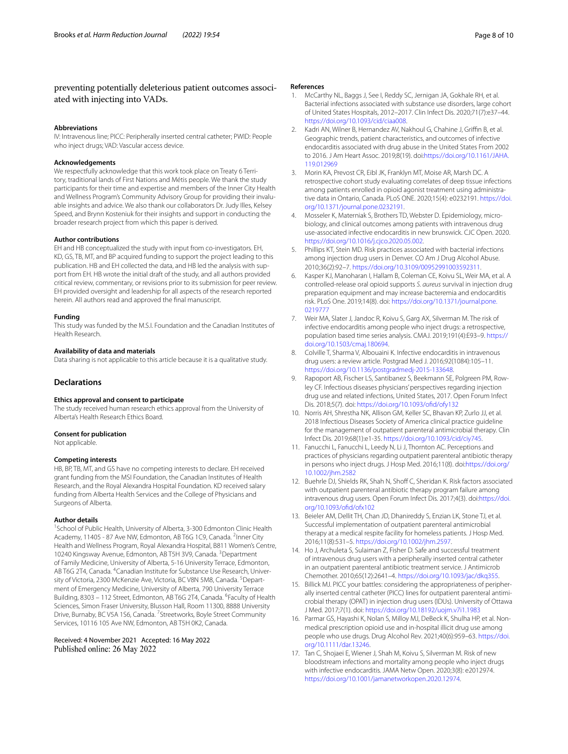preventing potentially deleterious patient outcomes associated with injecting into VADs.

#### Abbreviations

IV: Intravenous line; PICC: Peripherally inserted central catheter; PWID: People who inject drugs; VAD: Vascular access device.

#### Acknowledgements

We respectfully acknowledge that this work took place on Treaty 6 Territory, traditional lands of First Nations and Métis people. We thank the study participants for their time and expertise and members of the Inner City Health and Wellness Program's Community Advisory Group for providing their invaluable insights and advice. We also thank our collaborators Dr. Judy Illes, Kelsey Speed, and Brynn Kosteniuk for their insights and support in conducting the broader research project from which this paper is derived.

#### Author contributions

EH and HB conceptualized the study with input from co-investigators. EH, KD, GS, TB, MT, and BP acquired funding to support the project leading to this publication. HB and EH collected the data, and HB led the analysis with support from EH. HB wrote the initial draft of the study, and all authors provided critical review, commentary, or revisions prior to its submission for peer review. EH provided oversight and leadership for all aspects of the research reported herein. All authors read and approved the final manuscript.

#### Funding

This study was funded by the M.S.I. Foundation and the Canadian Institutes of Health Research.

#### Availability of data and materials

Data sharing is not applicable to this article because it is a qualitative study.

## Declarations

#### Ethics approval and consent to participate

The study received human research ethics approval from the University of Alberta's Health Research Ethics Board.

#### Consent for publication

Not applicable.

#### Competing interests

HB, BP, TB, MT, and GS have no competing interests to declare. EH received grant funding from the MSI Foundation, the Canadian Institutes of Health Research, and the Royal Alexandra Hospital Foundation. KD received salary funding from Alberta Health Services and the College of Physicians and Surgeons of Alberta.

#### Author details

[1]School of Public Health, University of Alberta, 3-300 Edmonton Clinic Health Academy, 11405 - 87 Ave NW, Edmonton, AB T6G 1C9, Canada. [2]Inner City Health and Wellness Program, Royal Alexandra Hospital, B811 Women's Centre, 10240 Kingsway Avenue, Edmonton, AB T5H 3V9, Canada. [3]Department of Family Medicine, University of Alberta, 5-16 University Terrace, Edmonton, AB T6G 2T4, Canada. [4]Canadian Institute for Substance Use Research, University of Victoria, 2300 McKenzie Ave, Victoria, BC V8N 5M8, Canada. [5]Department of Emergency Medicine, University of Alberta, 790 University Terrace Building, 8303 – 112 Street, Edmonton, AB T6G 2T4, Canada. [6]Faculty of Health Sciences, Simon Fraser University, Blusson Hall, Room 11300, 8888 University Drive, Burnaby, BC V5A 1S6, Canada. [7]Streetworks, Boyle Street Community Services, 10116 105 Ave NW, Edmonton, AB T5H 0K2, Canada.

Received: 4 November 2021 Accepted: 16 May 2022
Published online: 26 May 2022

#### References

1. McCarthy NL, Baggs J, See I, Reddy SC, Jernigan JA, Gokhale RH, et al. Bacterial infections associated with substance use disorders, large cohort of United States Hospitals, 2012–2017. Clin Infect Dis. 2020;71(7):e37–44. https://doi.org/10.1093/cid/ciaa008.
2. Kadri AN, Wilner B, Hernandez AV, Nakhoul G, Chahine J, Griffin B, et al. Geographic trends, patient characteristics, and outcomes of infective endocarditis associated with drug abuse in the United States From 2002 to 2016. J Am Heart Assoc. 2019;8(19). doi:https://doi.org/10.1161/JAHA.119.012969
3. Morin KA, Prevost CR, Eibl JK, Franklyn MT, Moise AR, Marsh DC. A retrospective cohort study evaluating correlates of deep tissue infections among patients enrolled in opioid agonist treatment using administrative data in Ontario, Canada. PLoS ONE. 2020;15(4): e0232191. https://doi.org/10.1371/journal.pone.0232191.
4. Mosseler K, Materniak S, Brothers TD, Webster D. Epidemiology, microbiology, and clinical outcomes among patients with intravenous drug use-associated infective endocarditis in new brunswick. CJC Open. 2020. https://doi.org/10.1016/j.cjco.2020.05.002.
5. Phillips KT, Stein MD. Risk practices associated with bacterial infections among injection drug users in Denver. CO Am J Drug Alcohol Abuse. 2010;36(2):92–7. https://doi.org/10.3109/00952991003592311.
6. Kasper KJ, Manoharan I, Hallam B, Coleman CE, Koivu SL, Weir MA, et al. A controlled-release oral opioid supports *S. aureus* survival in injection drug preparation equipment and may increase bacteremia and endocarditis risk. PLoS One. 2019;14(8). doi: https://doi.org/10.1371/journal.pone.0219777
7. Weir MA, Slater J, Jandoc R, Koivu S, Garg AX, Silverman M. The risk of infective endocarditis among people who inject drugs: a retrospective, population based time series analysis. CMAJ. 2019;191(4):E93–9. https://doi.org/10.1503/cmaj.180694.
8. Colville T, Sharma V, Albouaini K. Infective endocarditis in intravenous drug users: a review article. Postgrad Med J. 2016;92(1084):105–11. https://doi.org/10.1136/postgradmedj-2015-133648.
9. Rapoport AB, Fischer LS, Santibanez S, Beekmann SE, Polgreen PM, Rowley CF. Infectious diseases physicians' perspectives regarding injection drug use and related infections, United States, 2017. Open Forum Infect Dis. 2018;5(7). doi: https://doi.org/10.1093/ofid/ofy132
10. Norris AH, Shrestha NK, Allison GM, Keller SC, Bhavan KP, Zurlo JJ, et al. 2018 Infectious Diseases Society of America clinical practice guideline for the management of outpatient parenteral antimicrobial therapy. Clin Infect Dis. 2019;68(1):e1-35. https://doi.org/10.1093/cid/ciy745.
11. Fanucchi L, Fanucchi L, Leedy N, Li J, Thornton AC. Perceptions and practices of physicians regarding outpatient parenteral antibiotic therapy in persons who inject drugs. J Hosp Med. 2016;11(8). doi:https://doi.org/10.1002/jhm.2582
12. Buehrle DJ, Shields RK, Shah N, Shoff C, Sheridan K. Risk factors associated with outpatient parenteral antibiotic therapy program failure among intravenous drug users. Open Forum Infect Dis. 2017;4(3). doi:https://doi.org/10.1093/ofid/ofx102
13. Beieler AM, Dellit TH, Chan JD, Dhanireddy S, Enzian LK, Stone TJ, et al. Successful implementation of outpatient parenteral antimicrobial therapy at a medical respite facility for homeless patients. J Hosp Med. 2016;11(8):531–5. https://doi.org/10.1002/jhm.2597.
14. Ho J, Archuleta S, Sulaiman Z, Fisher D. Safe and successful treatment of intravenous drug users with a peripherally inserted central catheter in an outpatient parenteral antibiotic treatment service. J Antimicrob Chemother. 2010;65(12):2641–4. https://doi.org/10.1093/jac/dkq355.
15. Billick MJ. PICC your battles: considering the appropriateness of peripherally inserted central catheter (PICC) lines for outpatient parenteral antimicrobial therapy (OPAT) in injection drug users (IDUs). University of Ottawa J Med. 2017;7(1). doi: https://doi.org/10.18192/uojm.v7i1.1983
16. Parmar GS, Hayashi K, Nolan S, Milloy MJ, DeBeck K, Shulha HP, et al. Non-medical prescription opioid use and in-hospital illicit drug use among people who use drugs. Drug Alcohol Rev. 2021;40(6):959–63. https://doi.org/10.1111/dar.13246.
17. Tan C, Shojaei E, Wiener J, Shah M, Koivu S, Silverman M. Risk of new bloodstream infections and mortality among people who inject drugs with infective endocarditis. JAMA Netw Open. 2020;3(8): e2012974. https://doi.org/10.1001/jamanetworkopen.2020.12974.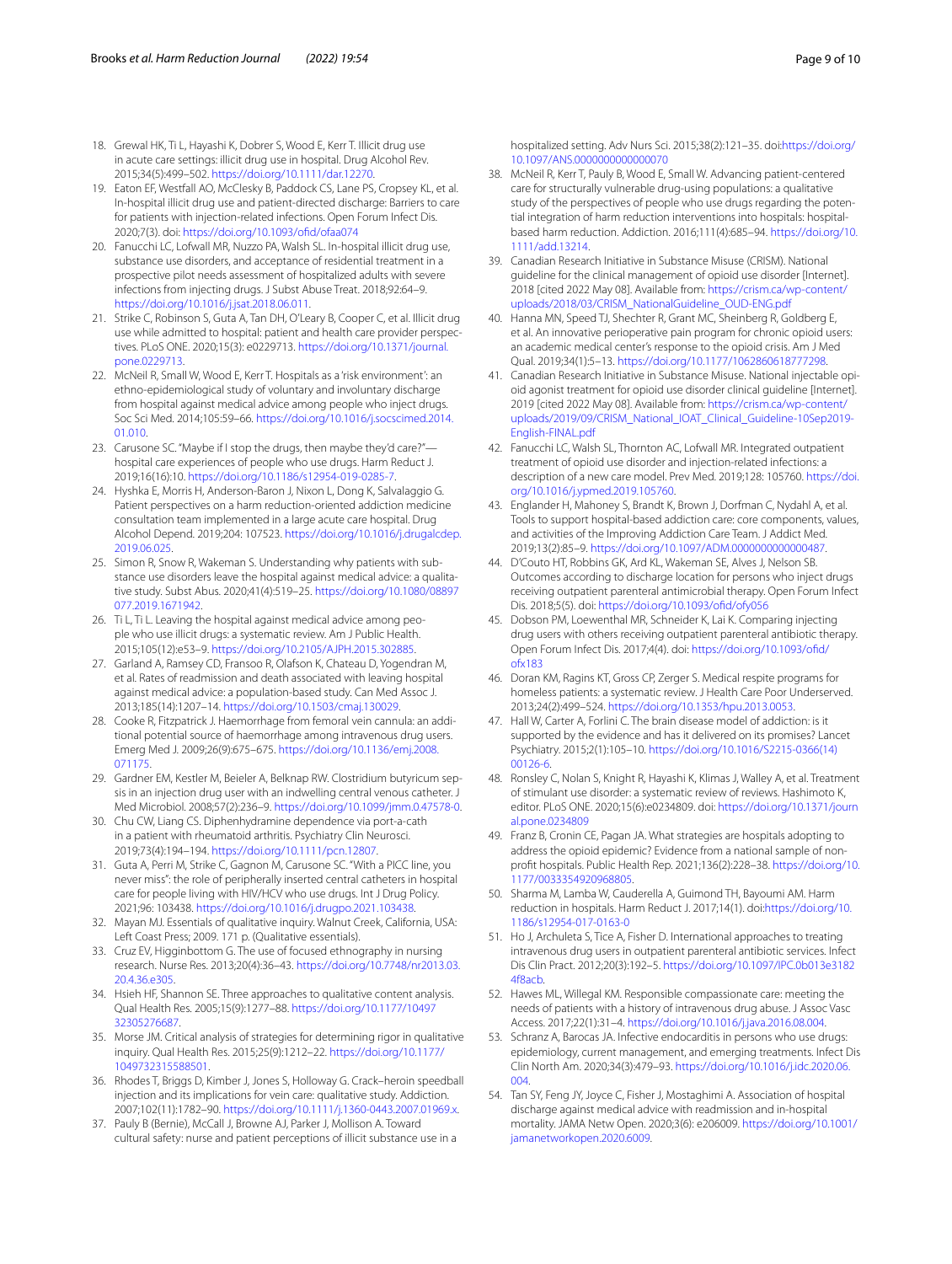18. Grewal HK, Ti L, Hayashi K, Dobrer S, Wood E, Kerr T. Illicit drug use in acute care settings: illicit drug use in hospital. Drug Alcohol Rev. 2015;34(5):499–502. https://doi.org/10.1111/dar.12270.
19. Eaton EF, Westfall AO, McClesky B, Paddock CS, Lane PS, Cropsey KL, et al. In-hospital illicit drug use and patient-directed discharge: Barriers to care for patients with injection-related infections. Open Forum Infect Dis. 2020;7(3). doi: https://doi.org/10.1093/ofid/ofaa074
20. Fanucchi LC, Lofwall MR, Nuzzo PA, Walsh SL. In-hospital illicit drug use, substance use disorders, and acceptance of residential treatment in a prospective pilot needs assessment of hospitalized adults with severe infections from injecting drugs. J Subst Abuse Treat. 2018;92:64–9. https://doi.org/10.1016/j.jsat.2018.06.011.
21. Strike C, Robinson S, Guta A, Tan DH, O'Leary B, Cooper C, et al. Illicit drug use while admitted to hospital: patient and health care provider perspectives. PLoS ONE. 2020;15(3): e0229713. https://doi.org/10.1371/journal.pone.0229713.
22. McNeil R, Small W, Wood E, Kerr T. Hospitals as a 'risk environment': an ethno-epidemiological study of voluntary and involuntary discharge from hospital against medical advice among people who inject drugs. Soc Sci Med. 2014;105:59–66. https://doi.org/10.1016/j.socscimed.2014.01.010.
23. Carusone SC. "Maybe if I stop the drugs, then maybe they'd care?"—hospital care experiences of people who use drugs. Harm Reduct J. 2019;16(16):10. https://doi.org/10.1186/s12954-019-0285-7.
24. Hyshka E, Morris H, Anderson-Baron J, Nixon L, Dong K, Salvalaggio G. Patient perspectives on a harm reduction-oriented addiction medicine consultation team implemented in a large acute care hospital. Drug Alcohol Depend. 2019;204: 107523. https://doi.org/10.1016/j.drugalcdep.2019.06.025.
25. Simon R, Snow R, Wakeman S. Understanding why patients with substance use disorders leave the hospital against medical advice: a qualitative study. Subst Abus. 2020;41(4):519–25. https://doi.org/10.1080/08897077.2019.1671942.
26. Ti L, Ti L. Leaving the hospital against medical advice among people who use illicit drugs: a systematic review. Am J Public Health. 2015;105(12):e53–9. https://doi.org/10.2105/AJPH.2015.302885.
27. Garland A, Ramsey CD, Fransoo R, Olafson K, Chateau D, Yogendran M, et al. Rates of readmission and death associated with leaving hospital against medical advice: a population-based study. Can Med Assoc J. 2013;185(14):1207–14. https://doi.org/10.1503/cmaj.130029.
28. Cooke R, Fitzpatrick J. Haemorrhage from femoral vein cannula: an additional potential source of haemorrhage among intravenous drug users. Emerg Med J. 2009;26(9):675–675. https://doi.org/10.1136/emj.2008.071175.
29. Gardner EM, Kestler M, Beieler A, Belknap RW. Clostridium butyricum sepsis in an injection drug user with an indwelling central venous catheter. J Med Microbiol. 2008;57(2):236–9. https://doi.org/10.1099/jmm.0.47578-0.
30. Chu CW, Liang CS. Diphenhydramine dependence via port-a-cath in a patient with rheumatoid arthritis. Psychiatry Clin Neurosci. 2019;73(4):194–194. https://doi.org/10.1111/pcn.12807.
31. Guta A, Perri M, Strike C, Gagnon M, Carusone SC. "With a PICC line, you never miss": the role of peripherally inserted central catheters in hospital care for people living with HIV/HCV who use drugs. Int J Drug Policy. 2021;96: 103438. https://doi.org/10.1016/j.drugpo.2021.103438.
32. Mayan MJ. Essentials of qualitative inquiry. Walnut Creek, California, USA: Left Coast Press; 2009. 171 p. (Qualitative essentials).
33. Cruz EV, Higginbottom G. The use of focused ethnography in nursing research. Nurse Res. 2013;20(4):36–43. https://doi.org/10.7748/nr2013.03.20.4.36.e305.
34. Hsieh HF, Shannon SE. Three approaches to qualitative content analysis. Qual Health Res. 2005;15(9):1277–88. https://doi.org/10.1177/1049732305276687.
35. Morse JM. Critical analysis of strategies for determining rigor in qualitative inquiry. Qual Health Res. 2015;25(9):1212–22. https://doi.org/10.1177/1049732315588501.
36. Rhodes T, Briggs D, Kimber J, Jones S, Holloway G. Crack–heroin speedball injection and its implications for vein care: qualitative study. Addiction. 2007;102(11):1782–90. https://doi.org/10.1111/j.1360-0443.2007.01969.x.
37. Pauly B (Bernie), McCall J, Browne AJ, Parker J, Mollison A. Toward cultural safety: nurse and patient perceptions of illicit substance use in a hospitalized setting. Adv Nurs Sci. 2015;38(2):121–35. doi:https://doi.org/10.1097/ANS.0000000000000070
38. McNeil R, Kerr T, Pauly B, Wood E, Small W. Advancing patient-centered care for structurally vulnerable drug-using populations: a qualitative study of the perspectives of people who use drugs regarding the potential integration of harm reduction interventions into hospitals: hospital-based harm reduction. Addiction. 2016;111(4):685–94. https://doi.org/10.1111/add.13214.
39. Canadian Research Initiative in Substance Misuse (CRISM). National guideline for the clinical management of opioid use disorder [Internet]. 2018 [cited 2022 May 08]. Available from: https://crism.ca/wp-content/uploads/2018/03/CRISM_NationalGuideline_OUD-ENG.pdf
40. Hanna MN, Speed TJ, Shechter R, Grant MC, Sheinberg R, Goldberg E, et al. An innovative perioperative pain program for chronic opioid users: an academic medical center's response to the opioid crisis. Am J Med Qual. 2019;34(1):5–13. https://doi.org/10.1177/1062860618777298.
41. Canadian Research Initiative in Substance Misuse. National injectable opioid agonist treatment for opioid use disorder clinical guideline [Internet]. 2019 [cited 2022 May 08]. Available from: https://crism.ca/wp-content/uploads/2019/09/CRISM_National_IOAT_Clinical_Guideline-10Sep2019-English-FINAL.pdf
42. Fanucchi LC, Walsh SL, Thornton AC, Lofwall MR. Integrated outpatient treatment of opioid use disorder and injection-related infections: a description of a new care model. Prev Med. 2019;128: 105760. https://doi.org/10.1016/j.ypmed.2019.105760.
43. Englander H, Mahoney S, Brandt K, Brown J, Dorfman C, Nydahl A, et al. Tools to support hospital-based addiction care: core components, values, and activities of the Improving Addiction Care Team. J Addict Med. 2019;13(2):85–9. https://doi.org/10.1097/ADM.0000000000000487.
44. D'Couto HT, Robbins GK, Ard KL, Wakeman SE, Alves J, Nelson SB. Outcomes according to discharge location for persons who inject drugs receiving outpatient parenteral antimicrobial therapy. Open Forum Infect Dis. 2018;5(5). doi: https://doi.org/10.1093/ofid/ofy056
45. Dobson PM, Loewenthal MR, Schneider K, Lai K. Comparing injecting drug users with others receiving outpatient parenteral antibiotic therapy. Open Forum Infect Dis. 2017;4(4). doi: https://doi.org/10.1093/ofid/ofx183
46. Doran KM, Ragins KT, Gross CP, Zerger S. Medical respite programs for homeless patients: a systematic review. J Health Care Poor Underserved. 2013;24(2):499–524. https://doi.org/10.1353/hpu.2013.0053.
47. Hall W, Carter A, Forlini C. The brain disease model of addiction: is it supported by the evidence and has it delivered on its promises? Lancet Psychiatry. 2015;2(1):105–10. https://doi.org/10.1016/S2215-0366(14)00126-6.
48. Ronsley C, Nolan S, Knight R, Hayashi K, Klimas J, Walley A, et al. Treatment of stimulant use disorder: a systematic review of reviews. Hashimoto K, editor. PLoS ONE. 2020;15(6):e0234809. doi: https://doi.org/10.1371/journal.pone.0234809
49. Franz B, Cronin CE, Pagan JA. What strategies are hospitals adopting to address the opioid epidemic? Evidence from a national sample of nonprofit hospitals. Public Health Rep. 2021;136(2):228–38. https://doi.org/10.1177/0033354920968805.
50. Sharma M, Lamba W, Cauderella A, Guimond TH, Bayoumi AM. Harm reduction in hospitals. Harm Reduct J. 2017;14(1). doi:https://doi.org/10.1186/s12954-017-0163-0
51. Ho J, Archuleta S, Tice A, Fisher D. International approaches to treating intravenous drug users in outpatient parenteral antibiotic services. Infect Dis Clin Pract. 2012;20(3):192–5. https://doi.org/10.1097/IPC.0b013e31824f8acb.
52. Hawes ML, Willegal KM. Responsible compassionate care: meeting the needs of patients with a history of intravenous drug abuse. J Assoc Vasc Access. 2017;22(1):31–4. https://doi.org/10.1016/j.java.2016.08.004.
53. Schranz A, Barocas JA. Infective endocarditis in persons who use drugs: epidemiology, current management, and emerging treatments. Infect Dis Clin North Am. 2020;34(3):479–93. https://doi.org/10.1016/j.idc.2020.06.004.
54. Tan SY, Feng JY, Joyce C, Fisher J, Mostaghimi A. Association of hospital discharge against medical advice with readmission and in-hospital mortality. JAMA Netw Open. 2020;3(6): e206009. https://doi.org/10.1001/jamanetworkopen.2020.6009.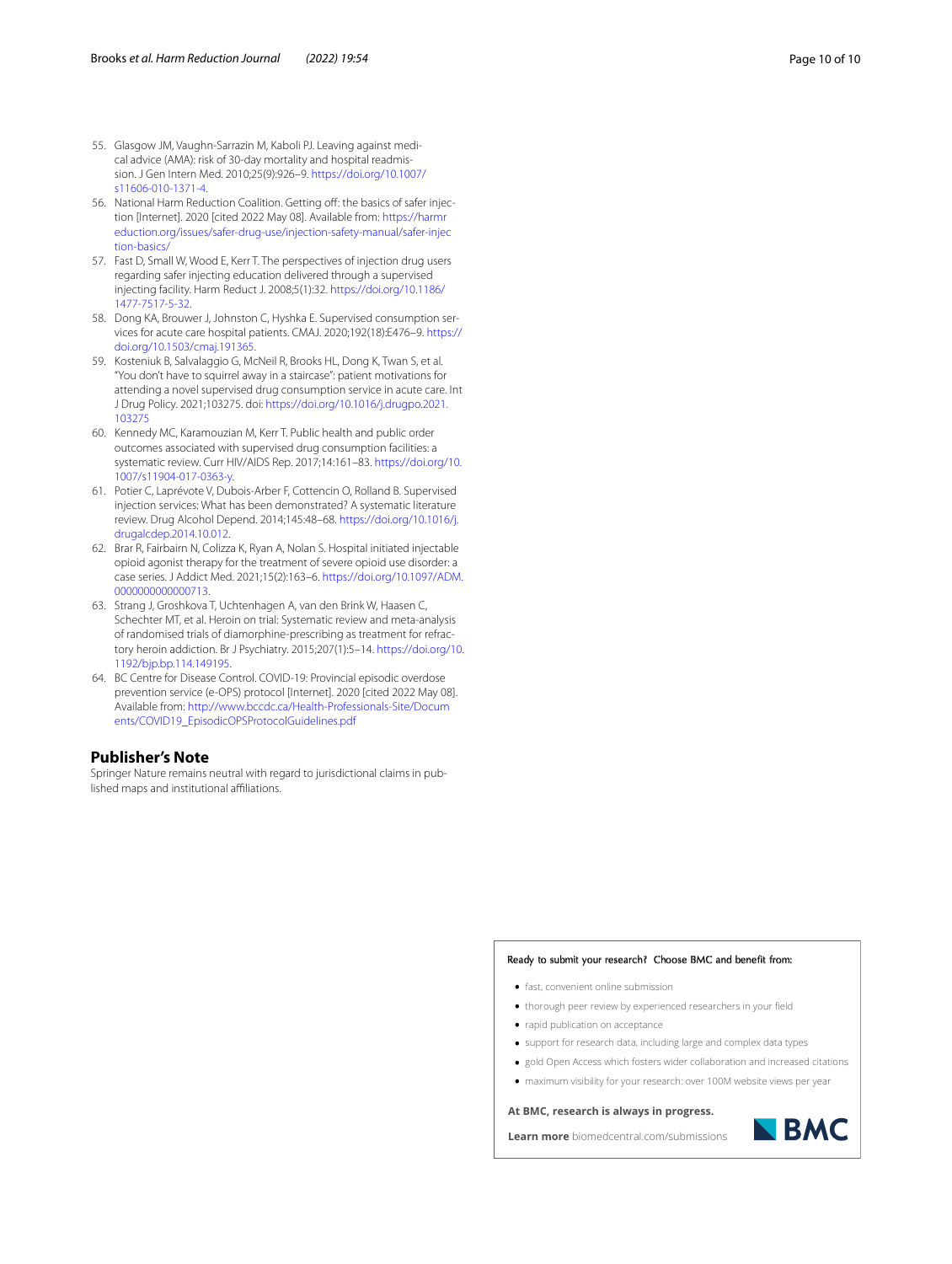55. Glasgow JM, Vaughn-Sarrazin M, Kaboli PJ. Leaving against medical advice (AMA): risk of 30-day mortality and hospital readmission. J Gen Intern Med. 2010;25(9):926–9. https://doi.org/10.1007/s11606-010-1371-4.
56. National Harm Reduction Coalition. Getting off: the basics of safer injection [Internet]. 2020 [cited 2022 May 08]. Available from: https://harmreduction.org/issues/safer-drug-use/injection-safety-manual/safer-injection-basics/
57. Fast D, Small W, Wood E, Kerr T. The perspectives of injection drug users regarding safer injecting education delivered through a supervised injecting facility. Harm Reduct J. 2008;5(1):32. https://doi.org/10.1186/1477-7517-5-32.
58. Dong KA, Brouwer J, Johnston C, Hyshka E. Supervised consumption services for acute care hospital patients. CMAJ. 2020;192(18):E476–9. https://doi.org/10.1503/cmaj.191365.
59. Kosteniuk B, Salvalaggio G, McNeil R, Brooks HL, Dong K, Twan S, et al. "You don't have to squirrel away in a staircase": patient motivations for attending a novel supervised drug consumption service in acute care. Int J Drug Policy. 2021;103275. doi: https://doi.org/10.1016/j.drugpo.2021.103275
60. Kennedy MC, Karamouzian M, Kerr T. Public health and public order outcomes associated with supervised drug consumption facilities: a systematic review. Curr HIV/AIDS Rep. 2017;14:161–83. https://doi.org/10.1007/s11904-017-0363-y.
61. Potier C, Laprévote V, Dubois-Arber F, Cottencin O, Rolland B. Supervised injection services: What has been demonstrated? A systematic literature review. Drug Alcohol Depend. 2014;145:48–68. https://doi.org/10.1016/j.drugalcdep.2014.10.012.
62. Brar R, Fairbairn N, Colizza K, Ryan A, Nolan S. Hospital initiated injectable opioid agonist therapy for the treatment of severe opioid use disorder: a case series. J Addict Med. 2021;15(2):163–6. https://doi.org/10.1097/ADM.0000000000000713.
63. Strang J, Groshkova T, Uchtenhagen A, van den Brink W, Haasen C, Schechter MT, et al. Heroin on trial: Systematic review and meta-analysis of randomised trials of diamorphine-prescribing as treatment for refractory heroin addiction. Br J Psychiatry. 2015;207(1):5–14. https://doi.org/10.1192/bjp.bp.114.149195.
64. BC Centre for Disease Control. COVID-19: Provincial episodic overdose prevention service (e-OPS) protocol [Internet]. 2020 [cited 2022 May 08]. Available from: http://www.bccdc.ca/Health-Professionals-Site/Documents/COVID19_EpisodicOPSProtocolGuidelines.pdf

## Publisher's Note

Springer Nature remains neutral with regard to jurisdictional claims in published maps and institutional affiliations.

Ready to submit your research? Choose BMC and benefit from:

- fast, convenient online submission
- thorough peer review by experienced researchers in your field
- rapid publication on acceptance
- support for research data, including large and complex data types
- gold Open Access which fosters wider collaboration and increased citations
- maximum visibility for your research: over 100M website views per year

**At BMC, research is always in progress.**

**Learn more** biomedcentral.com/submissions

BMC